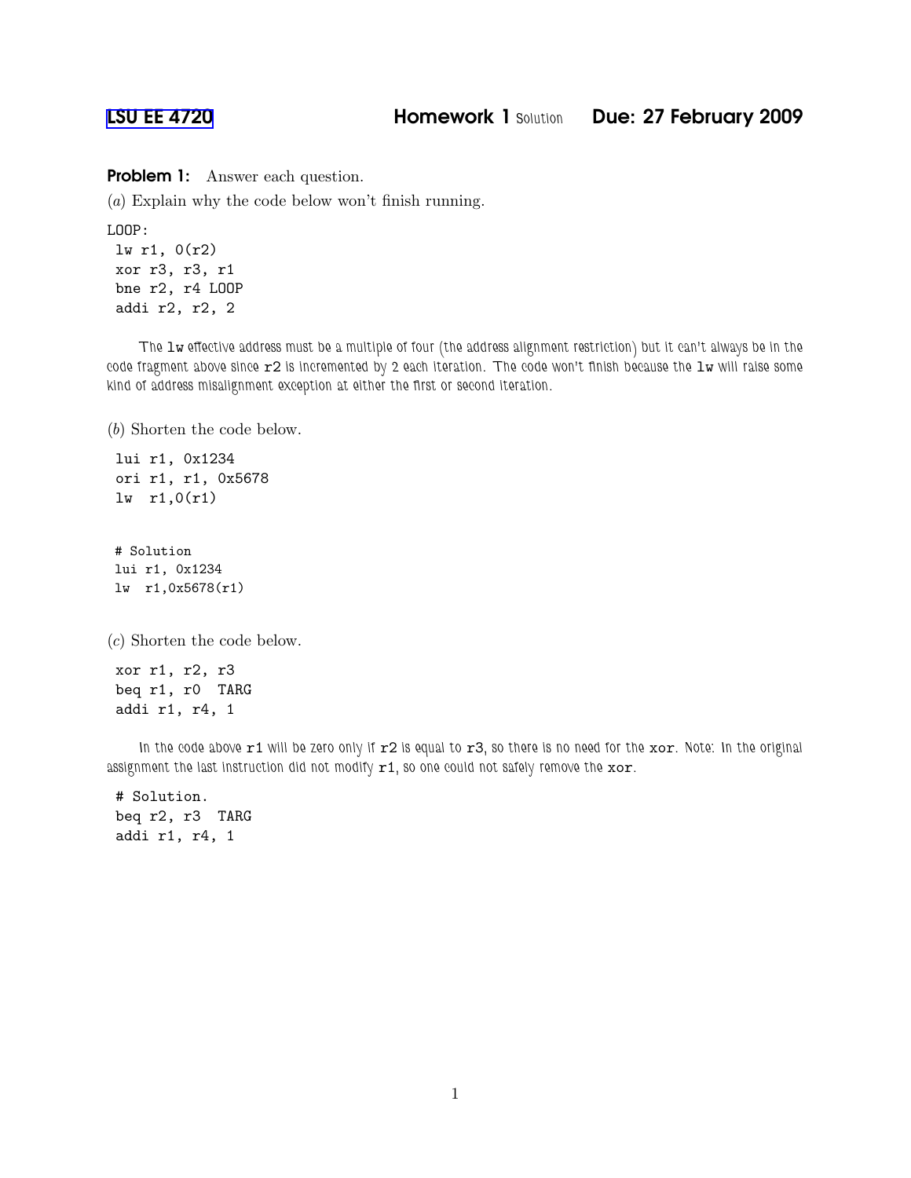[LSU EE 4720] **Homework 1** Solution **Due: 27 February 2009**

**Problem 1:** Answer each question.

(*a*) Explain why the code below won't finish running.

```
LOOP:
 lw r1, 0(r2)
 xor r3, r3, r1
 bne r2, r4 LOOP
 addi r2, r2, 2
```

*The* `lw` *effective address must be a multiple of four (the address alignment restriction) but it can't always be in the code fragment above since* `r2` *is incremented by 2 each iteration. The code won't finish because the* `lw` *will raise some kind of address misalignment exception at either the first or second iteration.*

(*b*) Shorten the code below.

```
 lui r1, 0x1234
 ori r1, r1, 0x5678
 lw  r1,0(r1)
```

```
 # Solution
 lui r1, 0x1234
 lw  r1,0x5678(r1)
```

(*c*) Shorten the code below.

```
 xor r1, r2, r3
 beq r1, r0  TARG
 addi r1, r4, 1
```

*In the code above* `r1` *will be zero only if* `r2` *is equal to* `r3`*, so there is no need for the* `xor`*. Note: In the original assignment the last instruction did not modify* `r1`*, so one could not safely remove the* `xor`*.*

```
 # Solution.
 beq r2, r3  TARG
 addi r1, r4, 1
```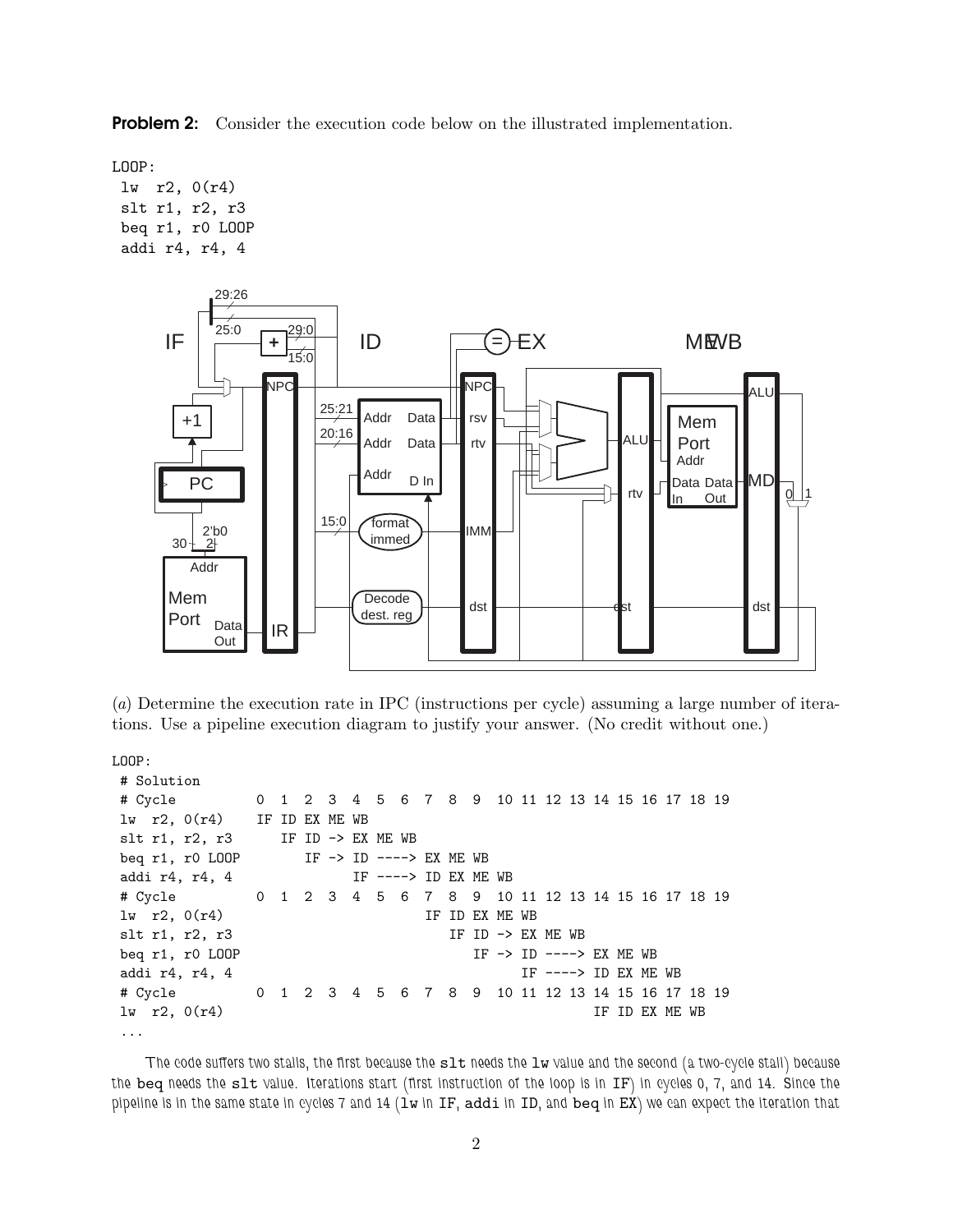**Problem 2:** Consider the execution code below on the illustrated implementation.

```
LOOP:
 lw  r2, 0(r4)
 slt r1, r2, r3
 beq r1, r0 LOOP
 addi r4, r4, 4
```

IF

ID

EX

ME

WB

29:26

25:0

29:0

15:0

+

=

NPC

NPC

+1

25:21

20:16

Addr

Data

Addr

Data

Addr

D In

rsv

rtv

ALU

rtv

Mem

Port

Addr

Data In

Data Out

ALU

MD

0

1

PC

2'b0

30

2

15:0

format immed

IMM

Addr

Mem Port

Data Out

Decode dest. reg

dst

dst

dst

IR

(*a*) Determine the execution rate in IPC (instructions per cycle) assuming a large number of iterations. Use a pipeline execution diagram to justify your answer. (No credit without one.)

```
LOOP:
 # Solution
 # Cycle          0  1  2  3  4  5  6  7  8  9  10 11 12 13 14 15 16 17 18 19
 lw  r2, 0(r4)    IF ID EX ME WB
 slt r1, r2, r3      IF ID -> EX ME WB
 beq r1, r0 LOOP        IF -> ID ----> EX ME WB
 addi r4, r4, 4               IF ----> ID EX ME WB
 # Cycle          0  1  2  3  4  5  6  7  8  9  10 11 12 13 14 15 16 17 18 19
 lw  r2, 0(r4)                         IF ID EX ME WB
 slt r1, r2, r3                           IF ID -> EX ME WB
 beq r1, r0 LOOP                             IF -> ID ----> EX ME WB
 addi r4, r4, 4                                    IF ----> ID EX ME WB
 # Cycle          0  1  2  3  4  5  6  7  8  9  10 11 12 13 14 15 16 17 18 19
 lw  r2, 0(r4)                                                IF ID EX ME WB
 ...
```

The code suffers two stalls, the first because the `slt` needs the `lw` value and the second (a two-cycle stall) because the `beq` needs the `slt` value. Iterations start (first instruction of the loop is in `IF`) in cycles 0, 7, and 14. Since the pipeline is in the same state in cycles 7 and 14 (`lw` in `IF`, `addi` in `ID`, and `beq` in `EX`) we can expect the iteration that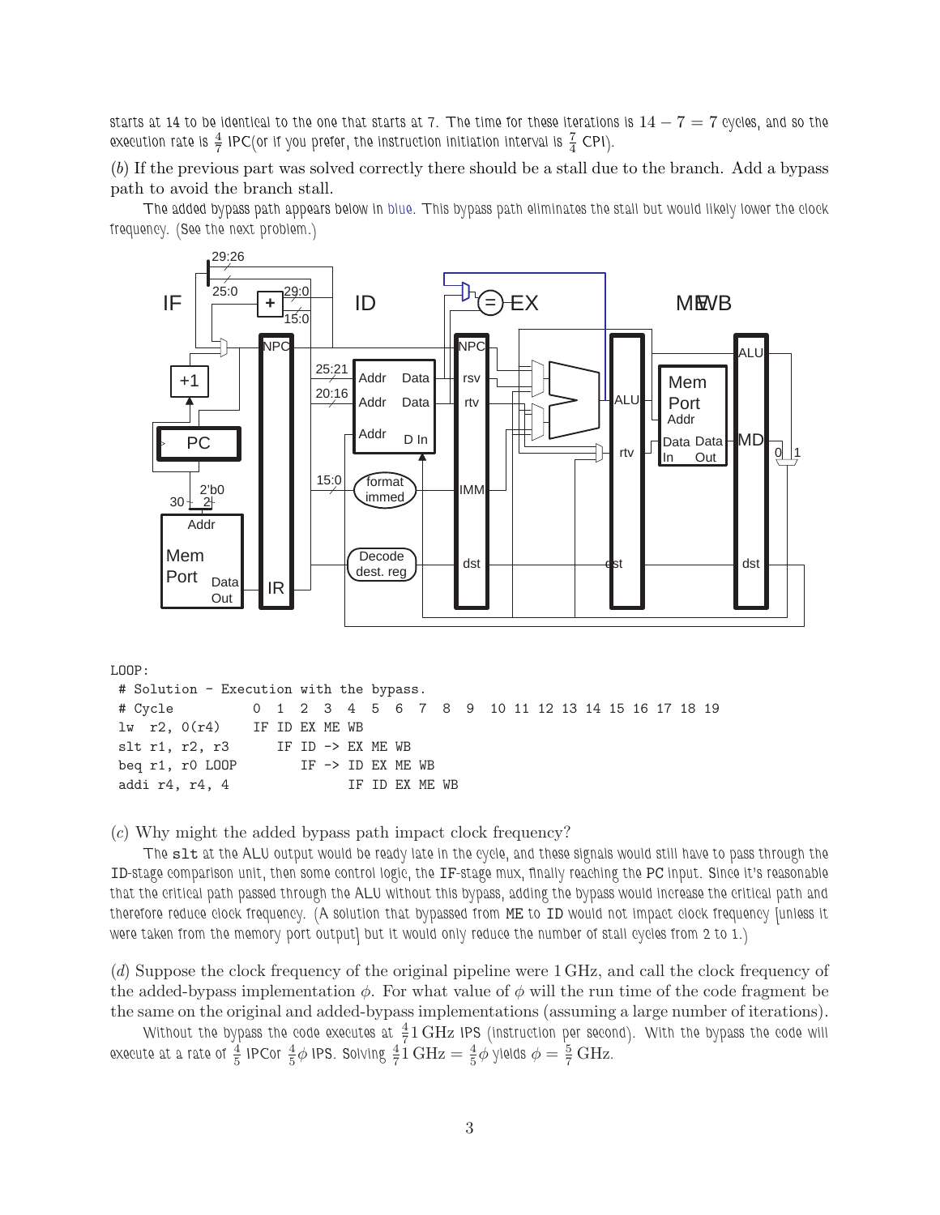starts at 14 to be identical to the one that starts at 7. The time for these iterations is $14 - 7 = 7$ cycles, and so the execution rate is $\frac{4}{7}$ IPC(or if you prefer, the instruction initiation interval is $\frac{7}{4}$ CPI).

(*b*) If the previous part was solved correctly there should be a stall due to the branch. Add a bypass path to avoid the branch stall.

The added bypass path appears below in blue. This bypass path eliminates the stall but would likely lower the clock frequency. (See the next problem.)

29:26
25:0
29:0
15:0
IF
ID
EX
ME
WB
NPC
NPC
+1
25:21
20:16
Addr
Data
Addr
Data
Addr
D In
rsv
rtv
ALU
ALU
Mem
Port
Addr
Data In
Data Out
MD
rtv
0
1
PC
2'b0
30
2
Addr
Mem
Port
Data
Out
IR
15:0
format
immed
IMM
Decode
dest. reg
dst
dst
dst

LOOP:

```
 # Solution - Execution with the bypass.
 # Cycle          0  1  2  3  4  5  6  7  8  9  10 11 12 13 14 15 16 17 18 19
 lw  r2, 0(r4)    IF ID EX ME WB
 slt r1, r2, r3      IF ID -> EX ME WB
 beq r1, r0 LOOP        IF -> ID EX ME WB
 addi r4, r4, 4               IF ID EX ME WB
```

(*c*) Why might the added bypass path impact clock frequency?

The `slt` at the ALU output would be ready late in the cycle, and these signals would still have to pass through the ID-stage comparison unit, then some control logic, the IF-stage mux, finally reaching the PC input. Since it's reasonable that the critical path passed through the ALU without this bypass, adding the bypass would increase the critical path and therefore reduce clock frequency. (A solution that bypassed from ME to ID would not impact clock frequency [unless it were taken from the memory port output] but it would only reduce the number of stall cycles from 2 to 1.)

(*d*) Suppose the clock frequency of the original pipeline were 1 GHz, and call the clock frequency of the added-bypass implementation $\phi$. For what value of $\phi$ will the run time of the code fragment be the same on the original and added-bypass implementations (assuming a large number of iterations).

Without the bypass the code executes at $\frac{4}{7}1\,\text{GHz}$ IPS (instruction per second). With the bypass the code will execute at a rate of $\frac{4}{5}$ IPCor $\frac{4}{5}\phi$ IPS. Solving $\frac{4}{7}1\,\text{GHz} = \frac{4}{5}\phi$ yields $\phi = \frac{5}{7}\,\text{GHz}$.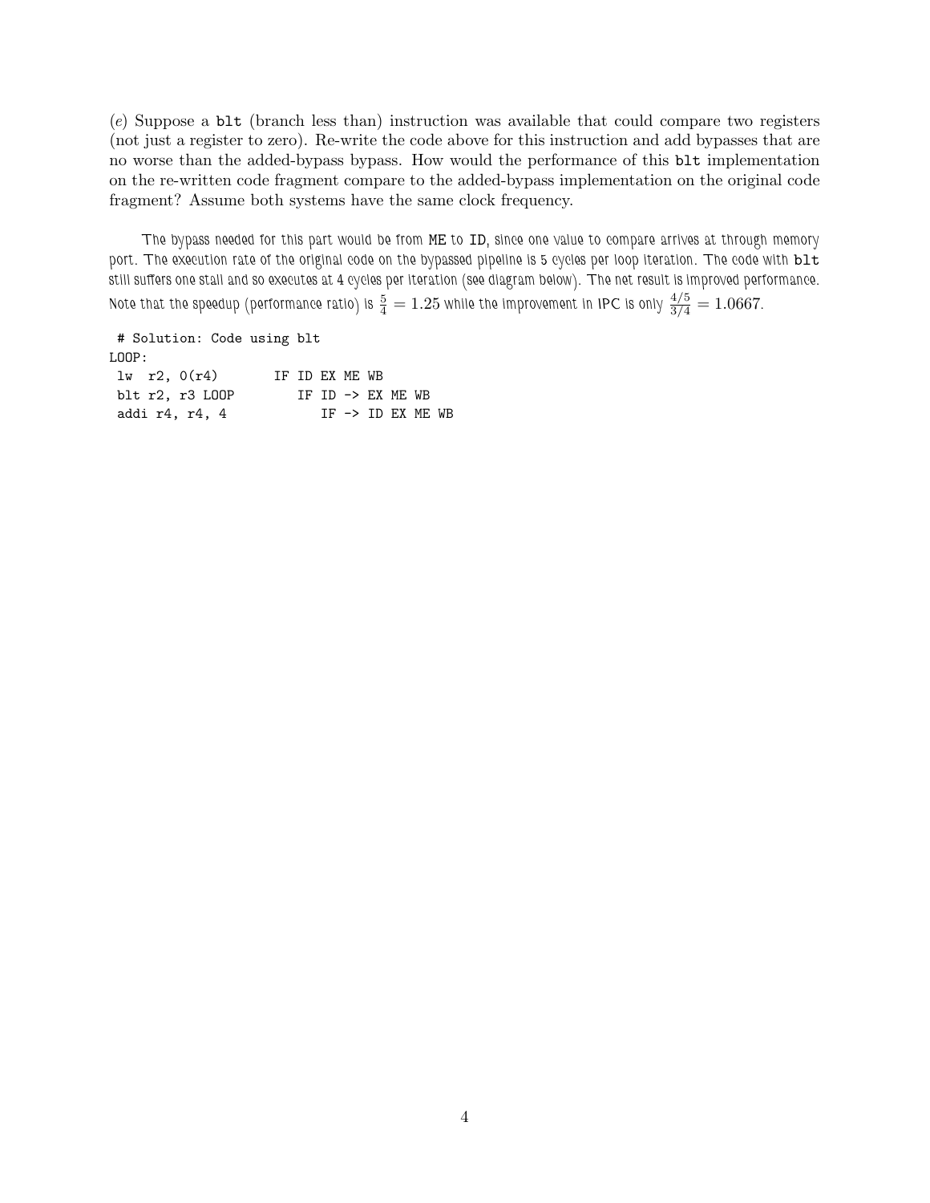(*e*) Suppose a `blt` (branch less than) instruction was available that could compare two registers (not just a register to zero). Re-write the code above for this instruction and add bypasses that are no worse than the added-bypass bypass. How would the performance of this `blt` implementation on the re-written code fragment compare to the added-bypass implementation on the original code fragment? Assume both systems have the same clock frequency.

The bypass needed for this part would be from `ME` to `ID`, since one value to compare arrives at through memory port. The execution rate of the original code on the bypassed pipeline is 5 cycles per loop iteration. The code with `blt` still suffers one stall and so executes at 4 cycles per iteration (see diagram below). The net result is improved performance. Note that the speedup (performance ratio) is $\frac{5}{4} = 1.25$ while the improvement in IPC is only $\frac{4/5}{3/4} = 1.0667$.

```
 # Solution: Code using blt
LOOP:
 lw  r2, 0(r4)       IF ID EX ME WB
 blt r2, r3 LOOP        IF ID -> EX ME WB
 addi r4, r4, 4            IF -> ID EX ME WB
```